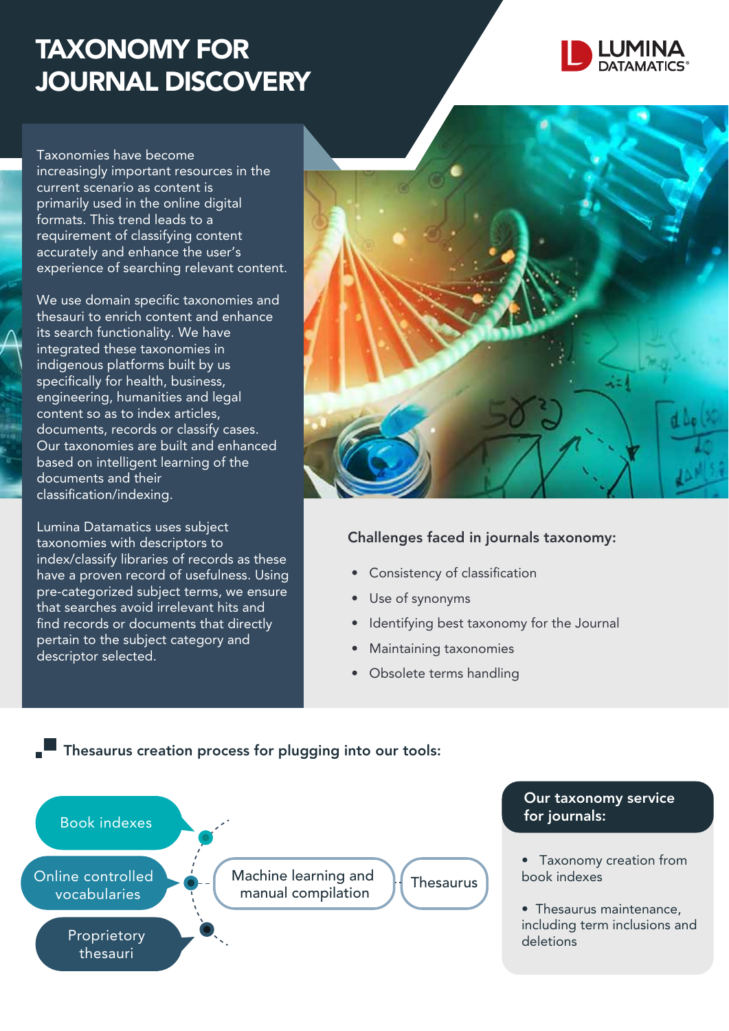# TAXONOMY FOR JOURNAL DISCOVERY

LUMINA DATAMATICS®

Taxonomies have become increasingly important resources in the current scenario as content is primarily used in the online digital formats. This trend leads to a requirement of classifying content accurately and enhance the user's experience of searching relevant content.

We use domain specific taxonomies and thesauri to enrich content and enhance its search functionality. We have integrated these taxonomies in indigenous platforms built by us specifically for health, business, engineering, humanities and legal content so as to index articles, documents, records or classify cases. Our taxonomies are built and enhanced based on intelligent learning of the documents and their classification/indexing.

Lumina Datamatics uses subject taxonomies with descriptors to index/classify libraries of records as these have a proven record of usefulness. Using pre-categorized subject terms, we ensure that searches avoid irrelevant hits and find records or documents that directly pertain to the subject category and descriptor selected.

## Challenges faced in journals taxonomy:

- Consistency of classification
- Use of synonyms
- Identifying best taxonomy for the Journal
- Maintaining taxonomies
- Obsolete terms handling

## Thesaurus creation process for plugging into our tools:

- Book indexes
- Online controlled vocabularies
- Proprietary thesauri

→ Machine learning and manual compilation → Thesaurus

## Our taxonomy service for journals:

- Taxonomy creation from book indexes
- Thesaurus maintenance, including term inclusions and deletions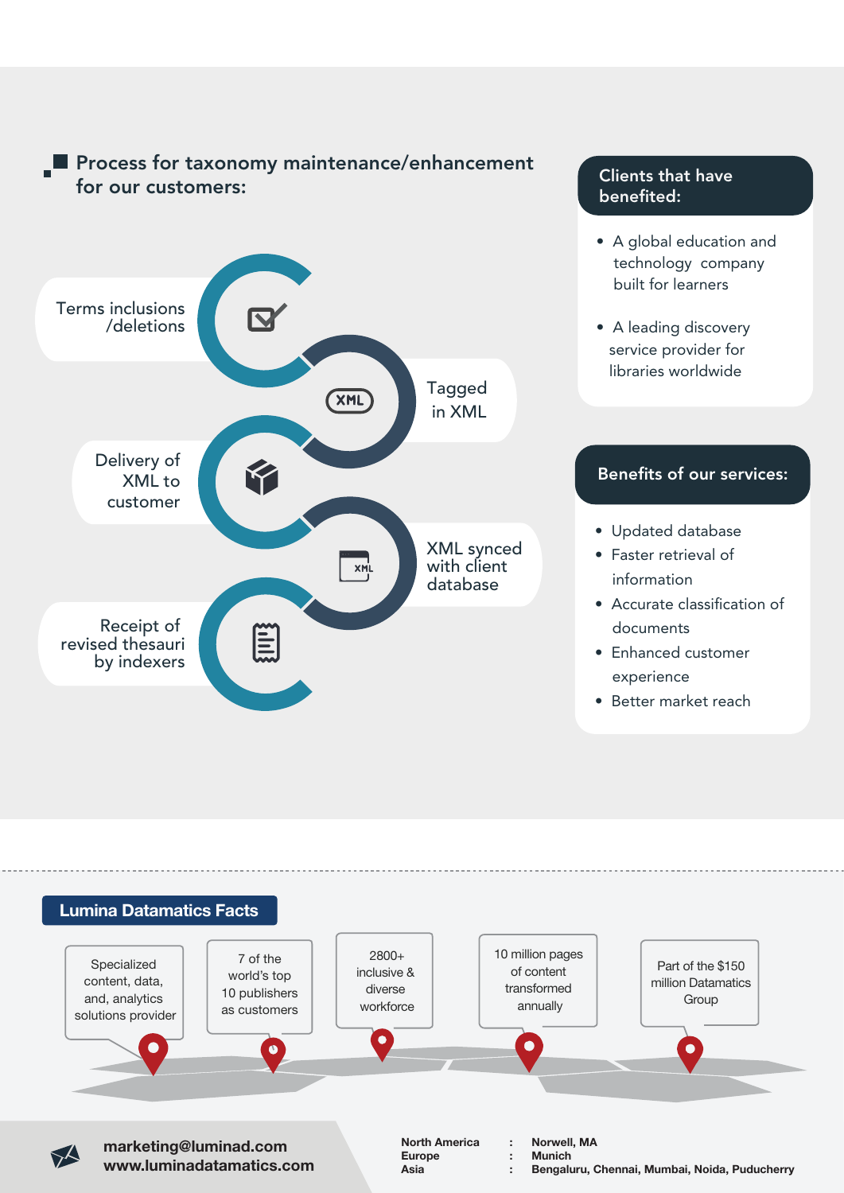## Process for taxonomy maintenance/enhancement for our customers:

Terms inclusions /deletions

Tagged in XML

Delivery of XML to customer

XML synced with client database

Receipt of revised thesauri by indexers

### Clients that have benefited:

- A global education and technology company built for learners
- A leading discovery service provider for libraries worldwide

### Benefits of our services:

- Updated database
- Faster retrieval of information
- Accurate classification of documents
- Enhanced customer experience
- Better market reach

## Lumina Datamatics Facts

Specialized content, data, and, analytics solutions provider

7 of the world's top 10 publishers as customers

2800+ inclusive & diverse workforce

10 million pages of content transformed annually

Part of the $150 million Datamatics Group

marketing@luminad.com
www.luminadatamatics.com

| | | |
|---|---|---|
| **North America** | : | **Norwell, MA** |
| **Europe** | : | **Munich** |
| **Asia** | : | **Bengaluru, Chennai, Mumbai, Noida, Puducherry** |